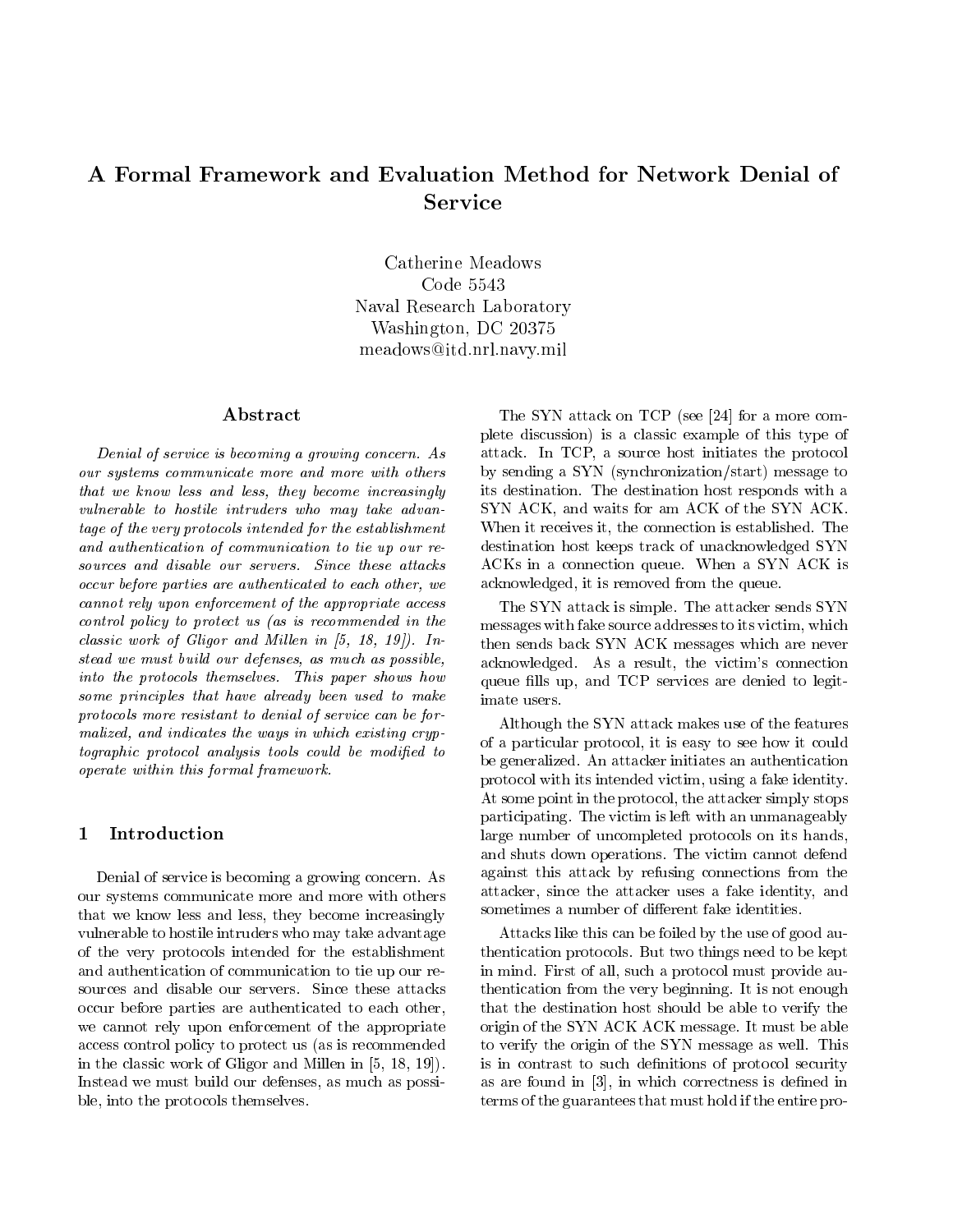# A Formal Framework and Evaluation Method for Network Denial of Service

Catherine Meadows
Code 5543
Naval Research Laboratory
Washington, DC 20375
meadows@itd.nrl.navy.mil

## Abstract

*Denial of service is becoming a growing concern. As our systems communicate more and more with others that we know less and less, they become increasingly vulnerable to hostile intruders who may take advantage of the very protocols intended for the establishment and authentication of communication to tie up our resources and disable our servers. Since these attacks occur before parties are authenticated to each other, we cannot rely upon enforcement of the appropriate access control policy to protect us (as is recommended in the classic work of Gligor and Millen in [5, 18, 19]). Instead we must build our defenses, as much as possible, into the protocols themselves. This paper shows how some principles that have already been used to make protocols more resistant to denial of service can be formalized, and indicates the ways in which existing cryptographic protocol analysis tools could be modified to operate within this formal framework.*

## 1 Introduction

Denial of service is becoming a growing concern. As our systems communicate more and more with others that we know less and less, they become increasingly vulnerable to hostile intruders who may take advantage of the very protocols intended for the establishment and authentication of communication to tie up our resources and disable our servers. Since these attacks occur before parties are authenticated to each other, we cannot rely upon enforcement of the appropriate access control policy to protect us (as is recommended in the classic work of Gligor and Millen in [5, 18, 19]). Instead we must build our defenses, as much as possible, into the protocols themselves.

The SYN attack on TCP (see [24] for a more complete discussion) is a classic example of this type of attack. In TCP, a source host initiates the protocol by sending a SYN (synchronization/start) message to its destination. The destination host responds with a SYN ACK, and waits for am ACK of the SYN ACK. When it receives it, the connection is established. The destination host keeps track of unacknowledged SYN ACKs in a connection queue. When a SYN ACK is acknowledged, it is removed from the queue.

The SYN attack is simple. The attacker sends SYN messages with fake source addresses to its victim, which then sends back SYN ACK messages which are never acknowledged. As a result, the victim's connection queue fills up, and TCP services are denied to legitimate users.

Although the SYN attack makes use of the features of a particular protocol, it is easy to see how it could be generalized. An attacker initiates an authentication protocol with its intended victim, using a fake identity. At some point in the protocol, the attacker simply stops participating. The victim is left with an unmanageably large number of uncompleted protocols on its hands, and shuts down operations. The victim cannot defend against this attack by refusing connections from the attacker, since the attacker uses a fake identity, and sometimes a number of different fake identities.

Attacks like this can be foiled by the use of good authentication protocols. But two things need to be kept in mind. First of all, such a protocol must provide authentication from the very beginning. It is not enough that the destination host should be able to verify the origin of the SYN ACK ACK message. It must be able to verify the origin of the SYN message as well. This is in contrast to such definitions of protocol security as are found in [3], in which correctness is defined in terms of the guarantees that must hold if the entire pro-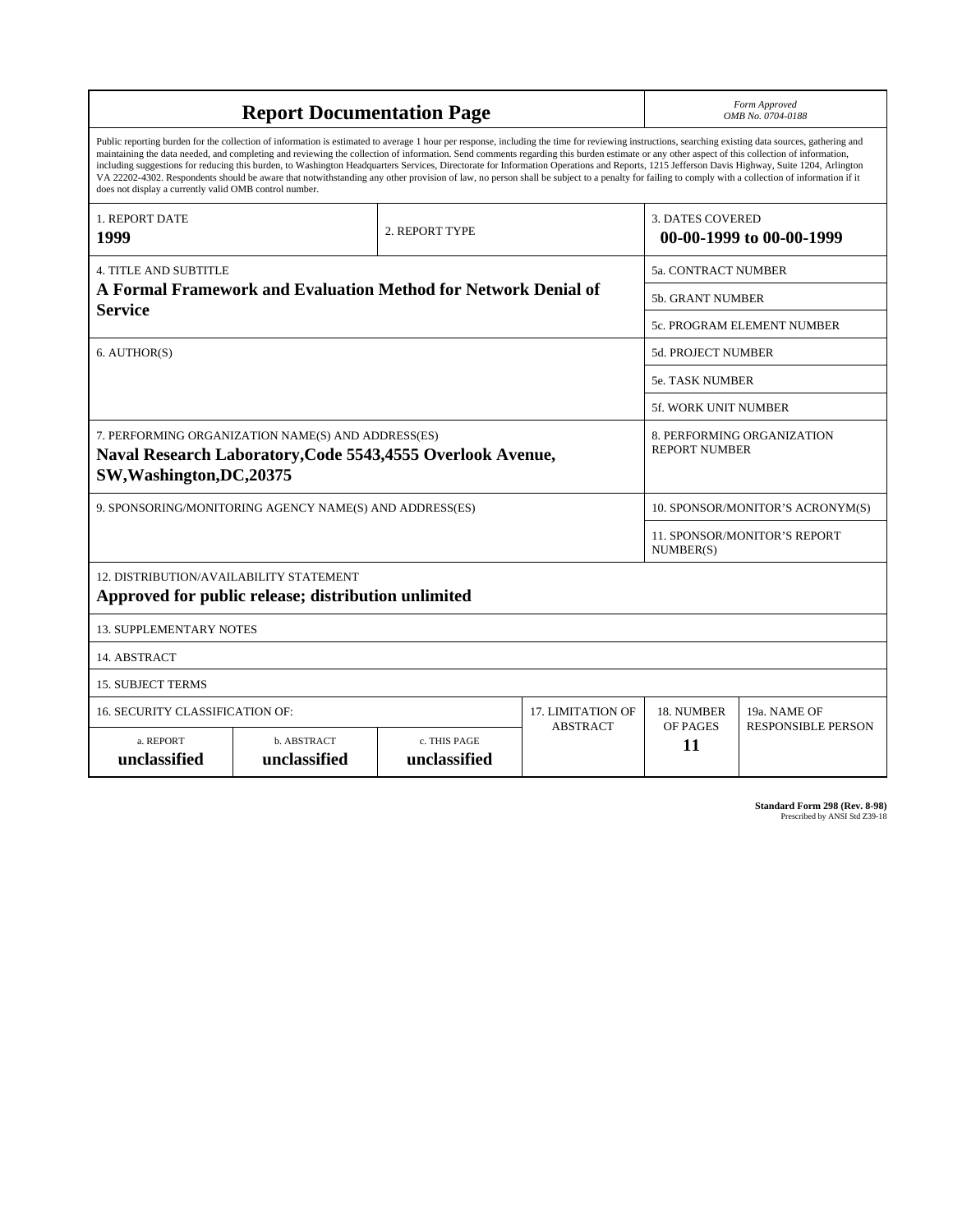# Report Documentation Page

*Form Approved*
*OMB No. 0704-0188*

Public reporting burden for the collection of information is estimated to average 1 hour per response, including the time for reviewing instructions, searching existing data sources, gathering and maintaining the data needed, and completing and reviewing the collection of information. Send comments regarding this burden estimate or any other aspect of this collection of information, including suggestions for reducing this burden, to Washington Headquarters Services, Directorate for Information Operations and Reports, 1215 Jefferson Davis Highway, Suite 1204, Arlington VA 22202-4302. Respondents should be aware that notwithstanding any other provision of law, no person shall be subject to a penalty for failing to comply with a collection of information if it does not display a currently valid OMB control number.

| | | |
|---|---|---|
| 1. REPORT DATE<br>**1999** | 2. REPORT TYPE | 3. DATES COVERED<br>**00-00-1999 to 00-00-1999** |
| 4. TITLE AND SUBTITLE<br>**A Formal Framework and Evaluation Method for Network Denial of Service** | | 5a. CONTRACT NUMBER |
| | | 5b. GRANT NUMBER |
| | | 5c. PROGRAM ELEMENT NUMBER |
| 6. AUTHOR(S) | | 5d. PROJECT NUMBER |
| | | 5e. TASK NUMBER |
| | | 5f. WORK UNIT NUMBER |
| 7. PERFORMING ORGANIZATION NAME(S) AND ADDRESS(ES)<br>**Naval Research Laboratory,Code 5543,4555 Overlook Avenue, SW,Washington,DC,20375** | | 8. PERFORMING ORGANIZATION REPORT NUMBER |
| 9. SPONSORING/MONITORING AGENCY NAME(S) AND ADDRESS(ES) | | 10. SPONSOR/MONITOR'S ACRONYM(S) |
| | | 11. SPONSOR/MONITOR'S REPORT NUMBER(S) |

12. DISTRIBUTION/AVAILABILITY STATEMENT
**Approved for public release; distribution unlimited**

13. SUPPLEMENTARY NOTES

14. ABSTRACT

15. SUBJECT TERMS

| 16. SECURITY CLASSIFICATION OF: | | | 17. LIMITATION OF ABSTRACT | 18. NUMBER OF PAGES | 19a. NAME OF RESPONSIBLE PERSON |
|---|---|---|---|---|---|
| a. REPORT<br>**unclassified** | b. ABSTRACT<br>**unclassified** | c. THIS PAGE<br>**unclassified** | | **11** | |

**Standard Form 298 (Rev. 8-98)**
Prescribed by ANSI Std Z39-18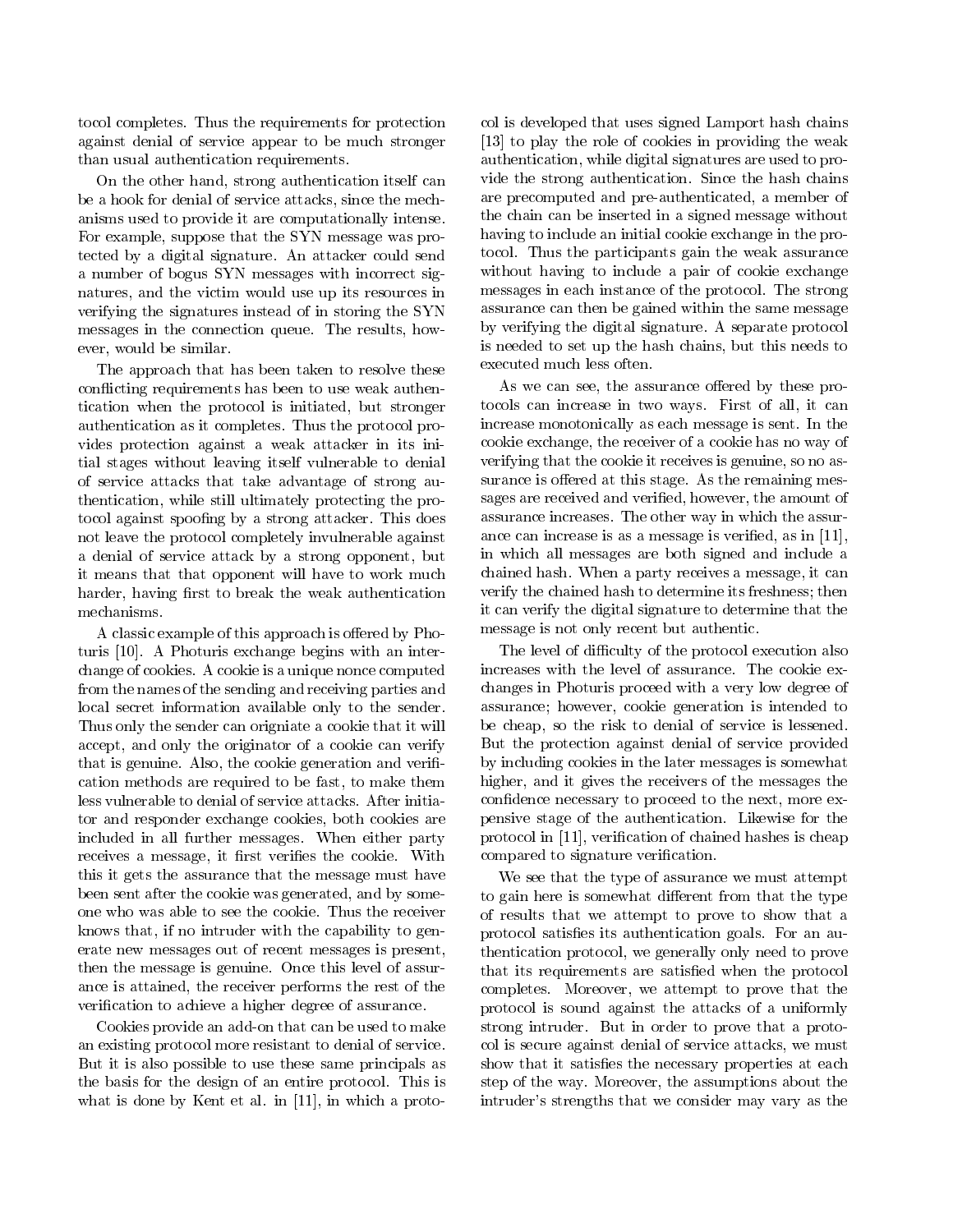tocol completes. Thus the requirements for protection against denial of service appear to be much stronger than usual authentication requirements.

On the other hand, strong authentication itself can be a hook for denial of service attacks, since the mechanisms used to provide it are computationally intense. For example, suppose that the SYN message was protected by a digital signature. An attacker could send a number of bogus SYN messages with incorrect signatures, and the victim would use up its resources in verifying the signatures instead of in storing the SYN messages in the connection queue. The results, however, would be similar.

The approach that has been taken to resolve these conflicting requirements has been to use weak authentication when the protocol is initiated, but stronger authentication as it completes. Thus the protocol provides protection against a weak attacker in its initial stages without leaving itself vulnerable to denial of service attacks that take advantage of strong authentication, while still ultimately protecting the protocol against spoofing by a strong attacker. This does not leave the protocol completely invulnerable against a denial of service attack by a strong opponent, but it means that that opponent will have to work much harder, having first to break the weak authentication mechanisms.

A classic example of this approach is offered by Photuris [10]. A Photuris exchange begins with an interchange of cookies. A cookie is a unique nonce computed from the names of the sending and receiving parties and local secret information available only to the sender. Thus only the sender can orignate a cookie that it will accept, and only the originator of a cookie can verify that is genuine. Also, the cookie generation and verification methods are required to be fast, to make them less vulnerable to denial of service attacks. After initiator and responder exchange cookies, both cookies are included in all further messages. When either party receives a message, it first verifies the cookie. With this it gets the assurance that the message must have been sent after the cookie was generated, and by someone who was able to see the cookie. Thus the receiver knows that, if no intruder with the capability to generate new messages out of recent messages is present, then the message is genuine. Once this level of assurance is attained, the receiver performs the rest of the verification to achieve a higher degree of assurance.

Cookies provide an add-on that can be used to make an existing protocol more resistant to denial of service. But it is also possible to use these same principals as the basis for the design of an entire protocol. This is what is done by Kent et al. in [11], in which a protocol is developed that uses signed Lamport hash chains [13] to play the role of cookies in providing the weak authentication, while digital signatures are used to provide the strong authentication. Since the hash chains are precomputed and pre-authenticated, a member of the chain can be inserted in a signed message without having to include an initial cookie exchange in the protocol. Thus the participants gain the weak assurance without having to include a pair of cookie exchange messages in each instance of the protocol. The strong assurance can then be gained within the same message by verifying the digital signature. A separate protocol is needed to set up the hash chains, but this needs to executed much less often.

As we can see, the assurance offered by these protocols can increase in two ways. First of all, it can increase monotonically as each message is sent. In the cookie exchange, the receiver of a cookie has no way of verifying that the cookie it receives is genuine, so no assurance is offered at this stage. As the remaining messages are received and verified, however, the amount of assurance increases. The other way in which the assurance can increase is as a message is verified, as in [11], in which all messages are both signed and include a chained hash. When a party receives a message, it can verify the chained hash to determine its freshness; then it can verify the digital signature to determine that the message is not only recent but authentic.

The level of difficulty of the protocol execution also increases with the level of assurance. The cookie exchanges in Photuris proceed with a very low degree of assurance; however, cookie generation is intended to be cheap, so the risk to denial of service is lessened. But the protection against denial of service provided by including cookies in the later messages is somewhat higher, and it gives the receivers of the messages the confidence necessary to proceed to the next, more expensive stage of the authentication. Likewise for the protocol in [11], verification of chained hashes is cheap compared to signature verification.

We see that the type of assurance we must attempt to gain here is somewhat different from that the type of results that we attempt to prove to show that a protocol satisfies its authentication goals. For an authentication protocol, we generally only need to prove that its requirements are satisfied when the protocol completes. Moreover, we attempt to prove that the protocol is sound against the attacks of a uniformly strong intruder. But in order to prove that a protocol is secure against denial of service attacks, we must show that it satisfies the necessary properties at each step of the way. Moreover, the assumptions about the intruder's strengths that we consider may vary as the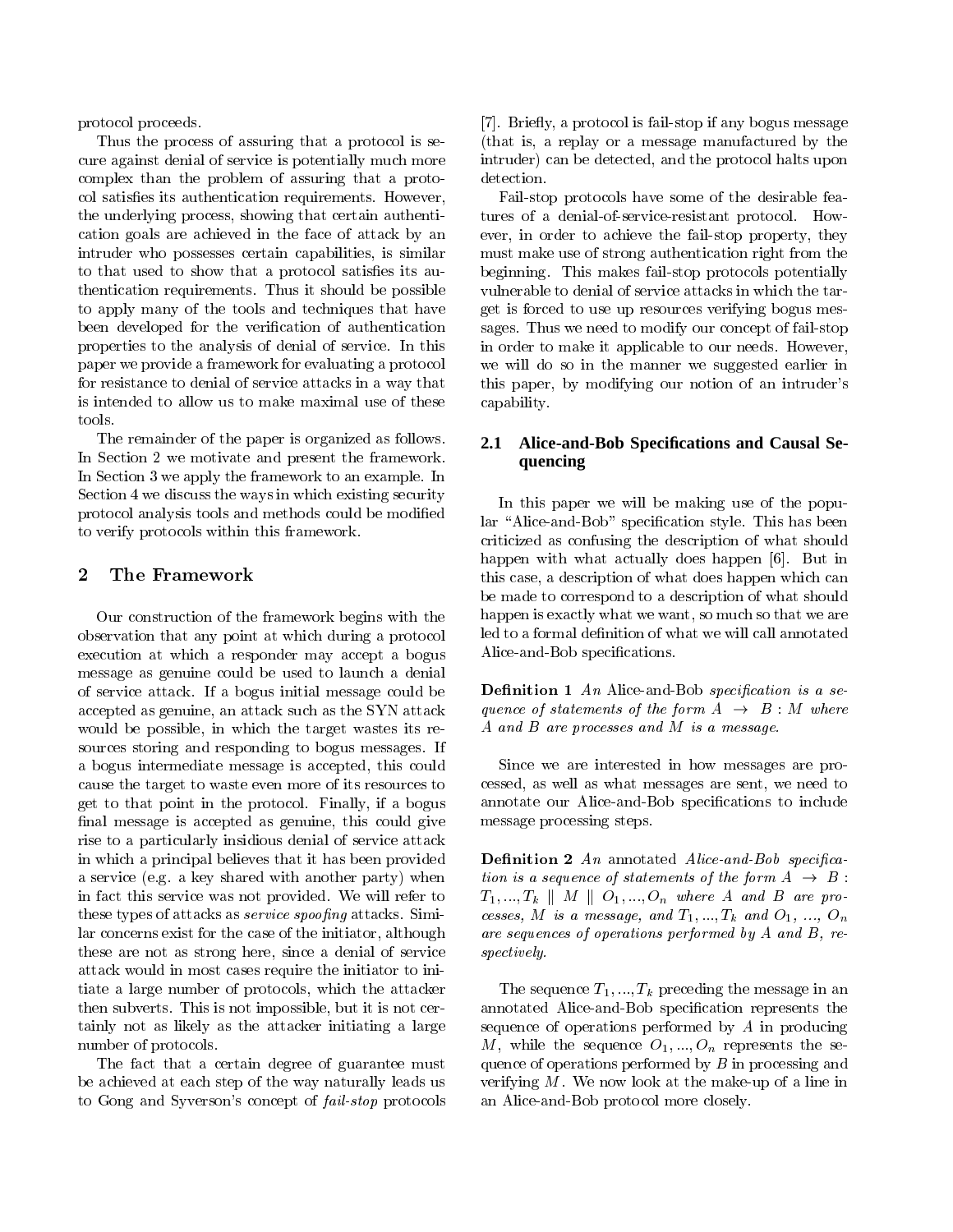protocol proceeds.

Thus the process of assuring that a protocol is secure against denial of service is potentially much more complex than the problem of assuring that a protocol satisfies its authentication requirements. However, the underlying process, showing that certain authentication goals are achieved in the face of attack by an intruder who possesses certain capabilities, is similar to that used to show that a protocol satisfies its authentication requirements. Thus it should be possible to apply many of the tools and techniques that have been developed for the verification of authentication properties to the analysis of denial of service. In this paper we provide a framework for evaluating a protocol for resistance to denial of service attacks in a way that is intended to allow us to make maximal use of these tools.

The remainder of the paper is organized as follows. In Section 2 we motivate and present the framework. In Section 3 we apply the framework to an example. In Section 4 we discuss the ways in which existing security protocol analysis tools and methods could be modified to verify protocols within this framework.

## 2 The Framework

Our construction of the framework begins with the observation that any point at which during a protocol execution at which a responder may accept a bogus message as genuine could be used to launch a denial of service attack. If a bogus initial message could be accepted as genuine, an attack such as the SYN attack would be possible, in which the target wastes its resources storing and responding to bogus messages. If a bogus intermediate message is accepted, this could cause the target to waste even more of its resources to get to that point in the protocol. Finally, if a bogus final message is accepted as genuine, this could give rise to a particularly insidious denial of service attack in which a principal believes that it has been provided a service (e.g. a key shared with another party) when in fact this service was not provided. We will refer to these types of attacks as *service spoofing* attacks. Similar concerns exist for the case of the initiator, although these are not as strong here, since a denial of service attack would in most cases require the initiator to initiate a large number of protocols, which the attacker then subverts. This is not impossible, but it is not certainly not as likely as the attacker initiating a large number of protocols.

The fact that a certain degree of guarantee must be achieved at each step of the way naturally leads us to Gong and Syverson's concept of *fail-stop* protocols [7]. Briefly, a protocol is fail-stop if any bogus message (that is, a replay or a message manufactured by the intruder) can be detected, and the protocol halts upon detection.

Fail-stop protocols have some of the desirable features of a denial-of-service-resistant protocol. However, in order to achieve the fail-stop property, they must make use of strong authentication right from the beginning. This makes fail-stop protocols potentially vulnerable to denial of service attacks in which the target is forced to use up resources verifying bogus messages. Thus we need to modify our concept of fail-stop in order to make it applicable to our needs. However, we will do so in the manner we suggested earlier in this paper, by modifying our notion of an intruder's capability.

### 2.1 Alice-and-Bob Specifications and Causal Sequencing

In this paper we will be making use of the popular "Alice-and-Bob" specification style. This has been criticized as confusing the description of what should happen with what actually does happen [6]. But in this case, a description of what does happen which can be made to correspond to a description of what should happen is exactly what we want, so much so that we are led to a formal definition of what we will call annotated Alice-and-Bob specifications.

**Definition 1** *An* Alice-and-Bob *specification is a sequence of statements of the form $A \rightarrow B : M$ where $A$ and $B$ are processes and $M$ is a message.*

Since we are interested in how messages are processed, as well as what messages are sent, we need to annotate our Alice-and-Bob specifications to include message processing steps.

**Definition 2** *An* annotated *Alice-and-Bob specification is a sequence of statements of the form $A \rightarrow B : T_1, ..., T_k \parallel M \parallel O_1, ..., O_n$ where $A$ and $B$ are processes, $M$ is a message, and $T_1, ..., T_k$ and $O_1$, ..., $O_n$ are sequences of operations performed by $A$ and $B$, respectively.*

The sequence $T_1, ..., T_k$ preceding the message in an annotated Alice-and-Bob specification represents the sequence of operations performed by $A$ in producing $M$, while the sequence $O_1, ..., O_n$ represents the sequence of operations performed by $B$ in processing and verifying $M$. We now look at the make-up of a line in an Alice-and-Bob protocol more closely.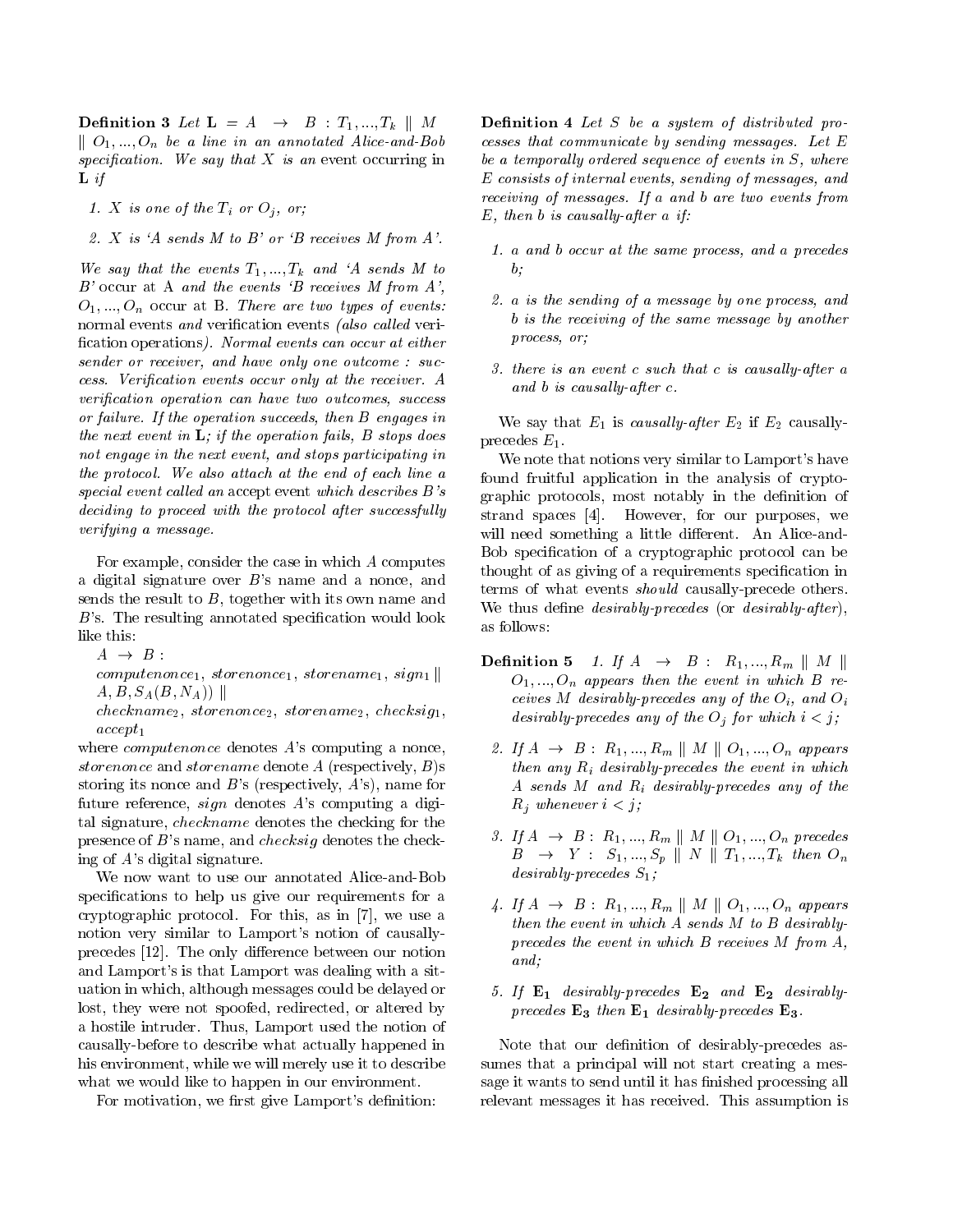**Definition 3** *Let* $\mathbf{L} = A \rightarrow B : T_1, ..., T_k \parallel M \parallel O_1, ..., O_n$ *be a line in an annotated Alice-and-Bob specification. We say that X is an* event occurring in $\mathbf{L}$ *if*

1. *X is one of the* $T_i$ *or* $O_j$*, or;*
2. *X is 'A sends M to B' or 'B receives M from A'.*

*We say that the events* $T_1, ..., T_k$ *and 'A sends M to B'* occur at A *and the events 'B receives M from A',* $O_1, ..., O_n$ occur at B. *There are two types of events:* normal events *and* verification events *(also called* verification operations*). Normal events can occur at either sender or receiver, and have only one outcome : success. Verification events occur only at the receiver. A verification operation can have two outcomes, success or failure. If the operation succeeds, then B engages in the next event in* $\mathbf{L}$*; if the operation fails, B stops does not engage in the next event, and stops participating in the protocol. We also attach at the end of each line a special event called an* accept event *which describes B's deciding to proceed with the protocol after successfully verifying a message.*

For example, consider the case in which $A$ computes a digital signature over $B$'s name and a nonce, and sends the result to $B$, together with its own name and $B$'s. The resulting annotated specification would look like this:

$A \rightarrow B$ :
$computenonce_1$, $storenonce_1$, $storename_1$, $sign_1 \parallel$
$A, B, S_A(B, N_A)) \parallel$
$checkname_2$, $storenonce_2$, $storename_2$, $checksig_1$, $accept_1$

where *computenonce* denotes $A$'s computing a nonce, *storenonce* and *storename* denote $A$ (respectively, $B$)s storing its nonce and $B$'s (respectively, $A$'s), name for future reference, *sign* denotes $A$'s computing a digital signature, *checkname* denotes the checking for the presence of $B$'s name, and *checksig* denotes the checking of $A$'s digital signature.

We now want to use our annotated Alice-and-Bob specifications to help us give our requirements for a cryptographic protocol. For this, as in [7], we use a notion very similar to Lamport's notion of causally-precedes [12]. The only difference between our notion and Lamport's is that Lamport was dealing with a situation in which, although messages could be delayed or lost, they were not spoofed, redirected, or altered by a hostile intruder. Thus, Lamport used the notion of causally-before to describe what actually happened in his environment, while we will merely use it to describe what we would like to happen in our environment.

For motivation, we first give Lamport's definition:

**Definition 4** *Let S be a system of distributed processes that communicate by sending messages. Let E be a temporally ordered sequence of events in S, where E consists of internal events, sending of messages, and receiving of messages. If a and b are two events from E, then b is causally-after a if:*

1. *a and b occur at the same process, and a precedes b;*
2. *a is the sending of a message by one process, and b is the receiving of the same message by another process, or;*
3. *there is an event c such that c is causally-after a and b is causally-after c.*

We say that $E_1$ is *causally-after* $E_2$ if $E_2$ causally-precedes $E_1$.

We note that notions very similar to Lamport's have found fruitful application in the analysis of cryptographic protocols, most notably in the definition of strand spaces [4]. However, for our purposes, we will need something a little different. An Alice-and-Bob specification of a cryptographic protocol can be thought of as giving of a requirements specification in terms of what events *should* causally-precede others. We thus define *desirably-precedes* (or *desirably-after*), as follows:

**Definition 5**

1. *If* $A \rightarrow B : R_1, ..., R_m \parallel M \parallel O_1, ..., O_n$ *appears then the event in which B receives M desirably-precedes any of the* $O_i$*, and* $O_i$ *desirably-precedes any of the* $O_j$ *for which* $i < j$*;*
2. *If* $A \rightarrow B : R_1, ..., R_m \parallel M \parallel O_1, ..., O_n$ *appears then any* $R_i$ *desirably-precedes the event in which A sends M and* $R_i$ *desirably-precedes any of the* $R_j$ *whenever* $i < j$*;*
3. *If* $A \rightarrow B : R_1, ..., R_m \parallel M \parallel O_1, ..., O_n$ *precedes* $B \rightarrow Y : S_1, ..., S_p \parallel N \parallel T_1, ..., T_k$ *then* $O_n$ *desirably-precedes* $S_1$*;*
4. *If* $A \rightarrow B : R_1, ..., R_m \parallel M \parallel O_1, ..., O_n$ *appears then the event in which A sends M to B desirably-precedes the event in which B receives M from A, and;*
5. *If* $\mathbf{E_1}$ *desirably-precedes* $\mathbf{E_2}$ *and* $\mathbf{E_2}$ *desirably-precedes* $\mathbf{E_3}$ *then* $\mathbf{E_1}$ *desirably-precedes* $\mathbf{E_3}$*.*

Note that our definition of desirably-precedes assumes that a principal will not start creating a message it wants to send until it has finished processing all relevant messages it has received. This assumption is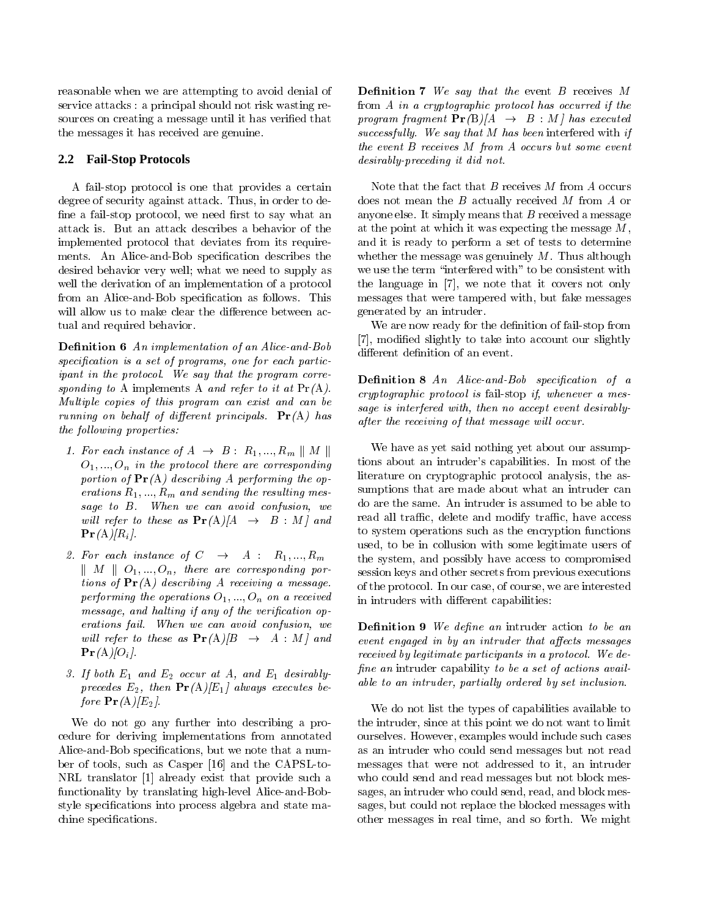reasonable when we are attempting to avoid denial of service attacks : a principal should not risk wasting resources on creating a message until it has verified that the messages it has received are genuine.

### 2.2 Fail-Stop Protocols

A fail-stop protocol is one that provides a certain degree of security against attack. Thus, in order to define a fail-stop protocol, we need first to say what an attack is. But an attack describes a behavior of the implemented protocol that deviates from its requirements. An Alice-and-Bob specification describes the desired behavior very well; what we need to supply as well the derivation of an implementation of a protocol from an Alice-and-Bob specification as follows. This will allow us to make clear the difference between actual and required behavior.

**Definition 6** *An implementation of an Alice-and-Bob specification is a set of programs, one for each participant in the protocol. We say that the program corresponding to* A *implements* A *and refer to it at* Pr(A)*. Multiple copies of this program can exist and can be running on behalf of different principals.* $\mathbf{Pr}(\mathrm{A})$ *has the following properties:*

1. *For each instance of* $A \rightarrow B : R_1, ..., R_m \parallel M \parallel O_1, ..., O_n$ *in the protocol there are corresponding portion of* $\mathbf{Pr}(\mathrm{A})$ *describing* $A$ *performing the operations* $R_1, ..., R_m$ *and sending the resulting message to* $B$*. When we can avoid confusion, we will refer to these as* $\mathbf{Pr}(\mathrm{A})[A \rightarrow B : M]$ *and* $\mathbf{Pr}(\mathrm{A})[R_i]$*.*
2. *For each instance of* $C \rightarrow A : R_1, ..., R_m \parallel M \parallel O_1, ..., O_n$*, there are corresponding portions of* $\mathbf{Pr}(\mathrm{A})$ *describing* $A$ *receiving a message. performing the operations* $O_1, ..., O_n$ *on a received message, and halting if any of the verification operations fail. When we can avoid confusion, we will refer to these as* $\mathbf{Pr}(\mathrm{A})[B \rightarrow A : M]$ *and* $\mathbf{Pr}(\mathrm{A})[O_i]$*.*
3. *If both* $E_1$ *and* $E_2$ *occur at A, and* $E_1$ *desirably-precedes* $E_2$*, then* $\mathbf{Pr}(\mathrm{A})[E_1]$ *always executes before* $\mathbf{Pr}(\mathrm{A})[E_2]$*.*

We do not go any further into describing a procedure for deriving implementations from annotated Alice-and-Bob specifications, but we note that a number of tools, such as Casper [16] and the CAPSL-to-NRL translator [1] already exist that provide such a functionality by translating high-level Alice-and-Bob-style specifications into process algebra and state machine specifications.

**Definition 7** *We say that the* event $B$ receives $M$ from $A$ *in a cryptographic protocol has occurred if the program fragment* $\mathbf{Pr}(\mathrm{B})[A \rightarrow B : M]$ *has executed successfully. We say that* $M$ *has been* interfered with *if the event* $B$ *receives* $M$ *from* $A$ *occurs but some event desirably-preceding it did not.*

Note that the fact that $B$ receives $M$ from $A$ occurs does not mean the $B$ actually received $M$ from $A$ or anyone else. It simply means that $B$ received a message at the point at which it was expecting the message $M$, and it is ready to perform a set of tests to determine whether the message was genuinely $M$. Thus although we use the term "interfered with" to be consistent with the language in [7], we note that it covers not only messages that were tampered with, but fake messages generated by an intruder.

We are now ready for the definition of fail-stop from [7], modified slightly to take into account our slightly different definition of an event.

**Definition 8** *An Alice-and-Bob specification of a cryptographic protocol is* fail-stop *if, whenever a message is interfered with, then no accept event desirably-after the receiving of that message will occur.*

We have as yet said nothing yet about our assumptions about an intruder's capabilities. In most of the literature on cryptographic protocol analysis, the assumptions that are made about what an intruder can do are the same. An intruder is assumed to be able to read all traffic, delete and modify traffic, have access to system operations such as the encryption functions used, to be in collusion with some legitimate users of the system, and possibly have access to compromised session keys and other secrets from previous executions of the protocol. In our case, of course, we are interested in intruders with different capabilities:

**Definition 9** *We define an* intruder action *to be an event engaged in by an intruder that affects messages received by legitimate participants in a protocol. We define an* intruder capability *to be a set of actions available to an intruder, partially ordered by set inclusion.*

We do not list the types of capabilities available to the intruder, since at this point we do not want to limit ourselves. However, examples would include such cases as an intruder who could send messages but not read messages that were not addressed to it, an intruder who could send and read messages but not block messages, an intruder who could send, read, and block messages, but could not replace the blocked messages with other messages in real time, and so forth. We might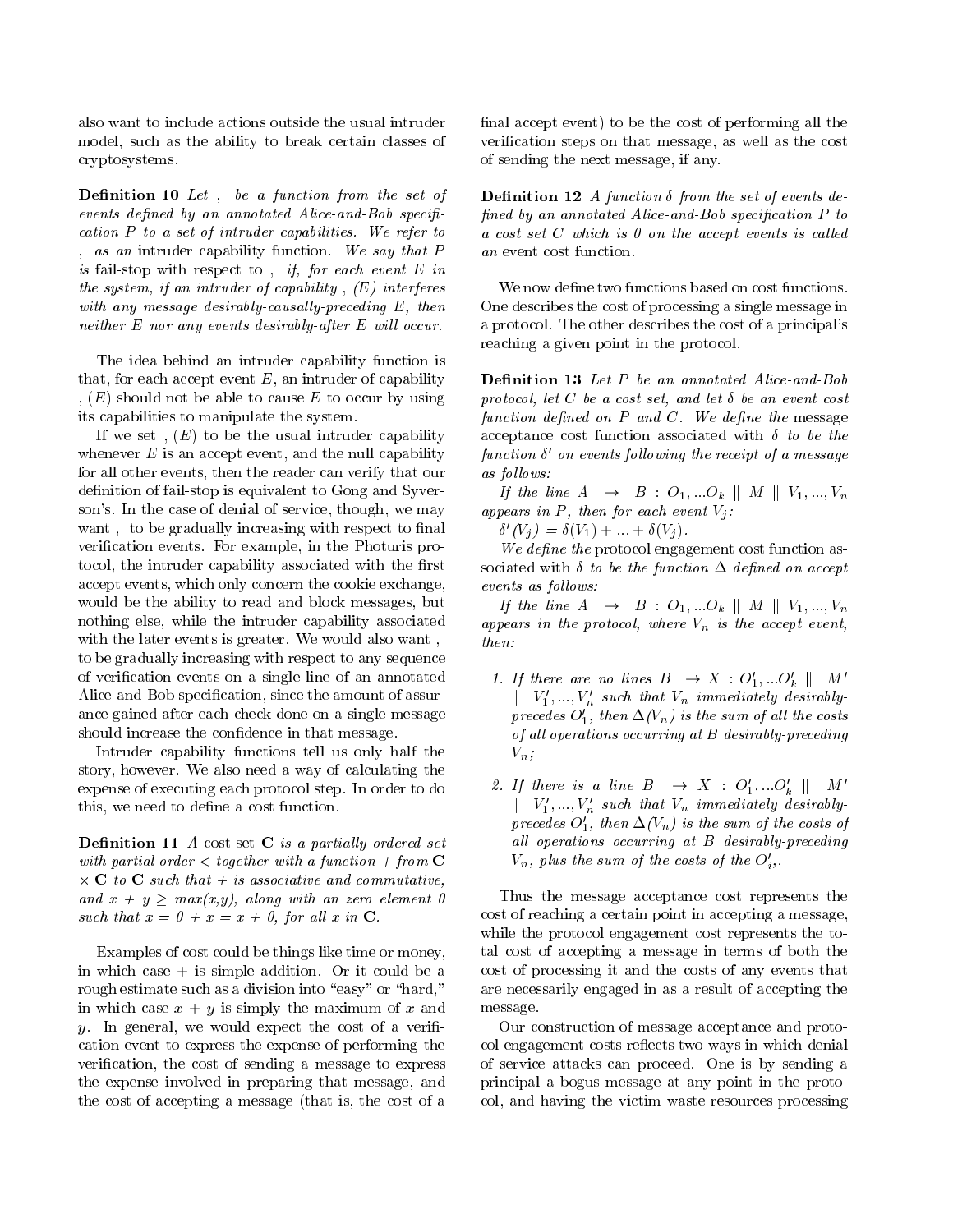also want to include actions outside the usual intruder model, such as the ability to break certain classes of cryptosystems.

**Definition 10** *Let $\Gamma$ be a function from the set of events defined by an annotated Alice-and-Bob specification P to a set of intruder capabilities. We refer to $\Gamma$ as an* intruder capability function. *We say that P is* fail-stop *with respect to $\Gamma$ if, for each event E in the system, if an intruder of capability $\Gamma(E)$ interferes with any message desirably-causally-preceding E, then neither E nor any events desirably-after E will occur.*

The idea behind an intruder capability function is that, for each accept event $E$, an intruder of capability $\Gamma(E)$ should not be able to cause $E$ to occur by using its capabilities to manipulate the system.

If we set $\Gamma(E)$ to be the usual intruder capability whenever $E$ is an accept event, and the null capability for all other events, then the reader can verify that our definition of fail-stop is equivalent to Gong and Syverson's. In the case of denial of service, though, we may want $\Gamma$ to be gradually increasing with respect to final verification events. For example, in the Photuris protocol, the intruder capability associated with the first accept events, which only concern the cookie exchange, would be the ability to read and block messages, but nothing else, while the intruder capability associated with the later events is greater. We would also want $\Gamma$ to be gradually increasing with respect to any sequence of verification events on a single line of an annotated Alice-and-Bob specification, since the amount of assurance gained after each check done on a single message should increase the confidence in that message.

Intruder capability functions tell us only half the story, however. We also need a way of calculating the expense of executing each protocol step. In order to do this, we need to define a cost function.

**Definition 11** *A* cost set $\mathbf{C}$ *is a partially ordered set with partial order $<$ together with a function $+$ from $\mathbf{C} \times \mathbf{C}$ to $\mathbf{C}$ such that $+$ is associative and commutative, and $x + y \geq max(x,y)$, along with an zero element 0 such that $x = 0 + x = x + 0$, for all x in $\mathbf{C}$.*

Examples of cost could be things like time or money, in which case $+$ is simple addition. Or it could be a rough estimate such as a division into "easy" or "hard," in which case $x + y$ is simply the maximum of $x$ and $y$. In general, we would expect the cost of a verification event to express the expense of performing the verification, the cost of sending a message to express the expense involved in preparing that message, and the cost of accepting a message (that is, the cost of a final accept event) to be the cost of performing all the verification steps on that message, as well as the cost of sending the next message, if any.

**Definition 12** *A function $\delta$ from the set of events defined by an annotated Alice-and-Bob specification P to a cost set C which is 0 on the accept events is called an* event cost function.

We now define two functions based on cost functions. One describes the cost of processing a single message in a protocol. The other describes the cost of a principal's reaching a given point in the protocol.

**Definition 13** *Let P be an annotated Alice-and-Bob protocol, let C be a cost set, and let $\delta$ be an event cost function defined on P and C. We define the* message acceptance cost function *associated with $\delta$ to be the function $\delta'$ on events following the receipt of a message as follows:*

*If the line $A \rightarrow B : O_1, ...O_k \parallel M \parallel V_1, ..., V_n$ appears in P, then for each event $V_j$:*

$\delta'(V_j) = \delta(V_1) + ... + \delta(V_j)$.

*We define the* protocol engagement cost function *associated with $\delta$ to be the function $\Delta$ defined on accept events as follows:*

*If the line $A \rightarrow B : O_1, ...O_k \parallel M \parallel V_1, ..., V_n$ appears in the protocol, where $V_n$ is the accept event, then:*

1. *If there are no lines $B \rightarrow X : O'_1, ...O'_k \parallel M' \parallel V'_1, ..., V'_n$ such that $V_n$ immediately desirably-precedes $O'_1$, then $\Delta(V_n)$ is the sum of all the costs of all operations occurring at B desirably-preceding $V_n$;*
2. *If there is a line $B \rightarrow X : O'_1, ...O'_k \parallel M' \parallel V'_1, ..., V'_n$ such that $V_n$ immediately desirably-precedes $O'_1$, then $\Delta(V_n)$ is the sum of the costs of all operations occurring at B desirably-preceding $V_n$, plus the sum of the costs of the $O'_i$s.*

Thus the message acceptance cost represents the cost of reaching a certain point in accepting a message, while the protocol engagement cost represents the total cost of accepting a message in terms of both the cost of processing it and the costs of any events that are necessarily engaged in as a result of accepting the message.

Our construction of message acceptance and protocol engagement costs reflects two ways in which denial of service attacks can proceed. One is by sending a principal a bogus message at any point in the protocol, and having the victim waste resources processing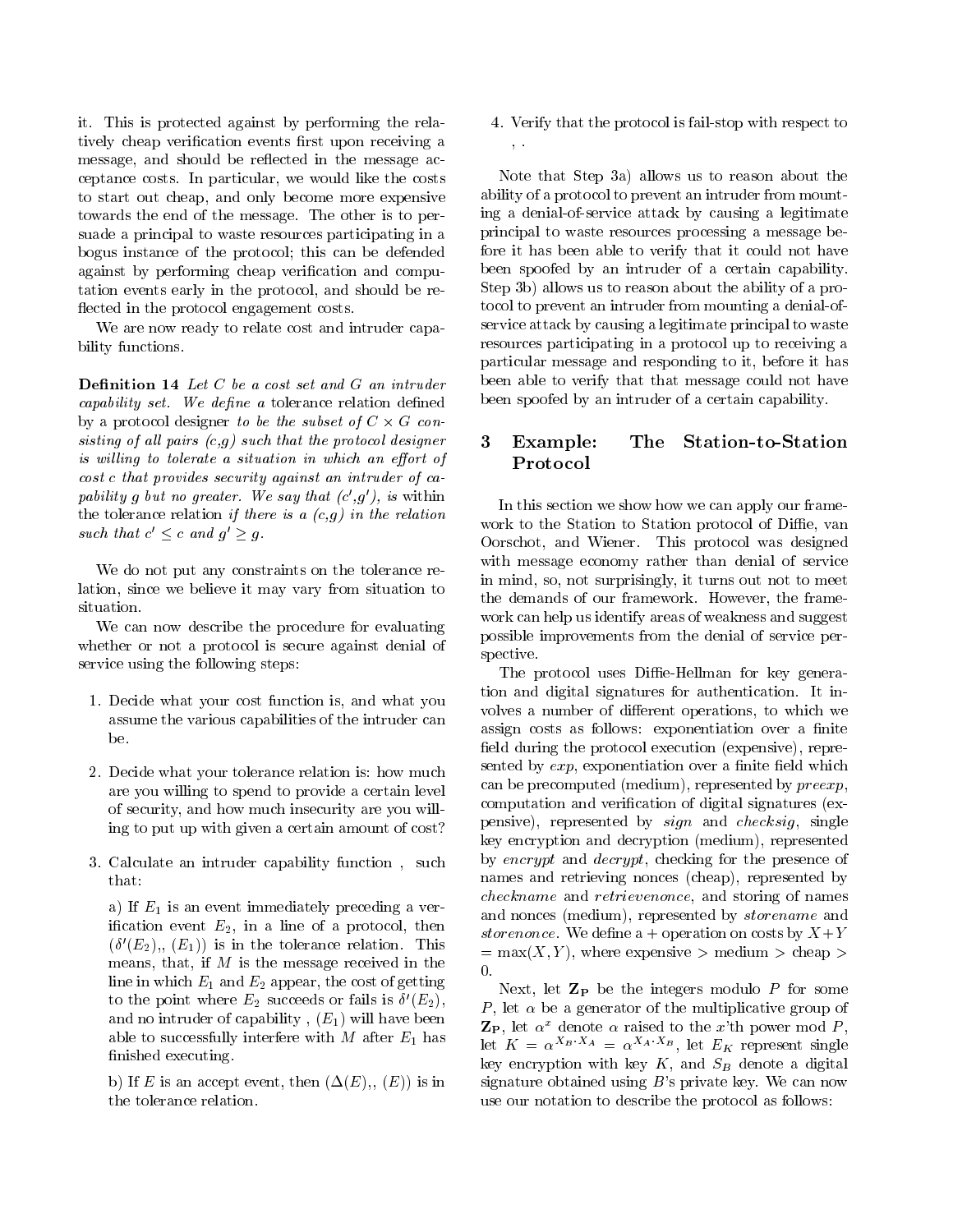it. This is protected against by performing the relatively cheap verification events first upon receiving a message, and should be reflected in the message acceptance costs. In particular, we would like the costs to start out cheap, and only become more expensive towards the end of the message. The other is to persuade a principal to waste resources participating in a bogus instance of the protocol; this can be defended against by performing cheap verification and computation events early in the protocol, and should be reflected in the protocol engagement costs.

We are now ready to relate cost and intruder capability functions.

**Definition 14** *Let C be a cost set and G an intruder capability set. We define a* tolerance relation defined by a protocol designer *to be the subset of $C \times G$ consisting of all pairs (c,g) such that the protocol designer is willing to tolerate a situation in which an effort of cost c that provides security against an intruder of capability g but no greater. We say that $(c',g')$, is* within the tolerance relation *if there is a (c,g) in the relation such that $c' \leq c$ and $g' \geq g$.*

We do not put any constraints on the tolerance relation, since we believe it may vary from situation to situation.

We can now describe the procedure for evaluating whether or not a protocol is secure against denial of service using the following steps:

1. Decide what your cost function is, and what you assume the various capabilities of the intruder can be.

2. Decide what your tolerance relation is: how much are you willing to spend to provide a certain level of security, and how much insecurity are you willing to put up with given a certain amount of cost?

3. Calculate an intruder capability function , such that:

   a) If $E_1$ is an event immediately preceding a verification event $E_2$, in a line of a protocol, then $(\delta'(E_2),, (E_1))$ is in the tolerance relation. This means, that, if $M$ is the message received in the line in which $E_1$ and $E_2$ appear, the cost of getting to the point where $E_2$ succeeds or fails is $\delta'(E_2)$, and no intruder of capability , $(E_1)$ will have been able to successfully interfere with $M$ after $E_1$ has finished executing.

   b) If $E$ is an accept event, then $(\Delta(E),, (E))$ is in the tolerance relation.

4. Verify that the protocol is fail-stop with respect to , .

Note that Step 3a) allows us to reason about the ability of a protocol to prevent an intruder from mounting a denial-of-service attack by causing a legitimate principal to waste resources processing a message before it has been able to verify that it could not have been spoofed by an intruder of a certain capability. Step 3b) allows us to reason about the ability of a protocol to prevent an intruder from mounting a denial-of-service attack by causing a legitimate principal to waste resources participating in a protocol up to receiving a particular message and responding to it, before it has been able to verify that that message could not have been spoofed by an intruder of a certain capability.

## 3 Example: The Station-to-Station Protocol

In this section we show how we can apply our framework to the Station to Station protocol of Diffie, van Oorschot, and Wiener. This protocol was designed with message economy rather than denial of service in mind, so, not surprisingly, it turns out not to meet the demands of our framework. However, the framework can help us identify areas of weakness and suggest possible improvements from the denial of service perspective.

The protocol uses Diffie-Hellman for key generation and digital signatures for authentication. It involves a number of different operations, to which we assign costs as follows: exponentiation over a finite field during the protocol execution (expensive), represented by *exp*, exponentiation over a finite field which can be precomputed (medium), represented by *preexp*, computation and verification of digital signatures (expensive), represented by *sign* and *checksig*, single key encryption and decryption (medium), represented by *encrypt* and *decrypt*, checking for the presence of names and retrieving nonces (cheap), represented by *checkname* and *retrievenonce*, and storing of names and nonces (medium), represented by *storename* and *storenonce*. We define a + operation on costs by $X+Y = \max(X,Y)$, where expensive > medium > cheap > 0.

Next, let $\mathbf{Z_P}$ be the integers modulo $P$ for some $P$, let $\alpha$ be a generator of the multiplicative group of $\mathbf{Z_P}$, let $\alpha^x$ denote $\alpha$ raised to the $x$'th power mod $P$, let $K = \alpha^{X_B \cdot X_A} = \alpha^{X_A \cdot X_B}$, let $E_K$ represent single key encryption with key $K$, and $S_B$ denote a digital signature obtained using $B$'s private key. We can now use our notation to describe the protocol as follows: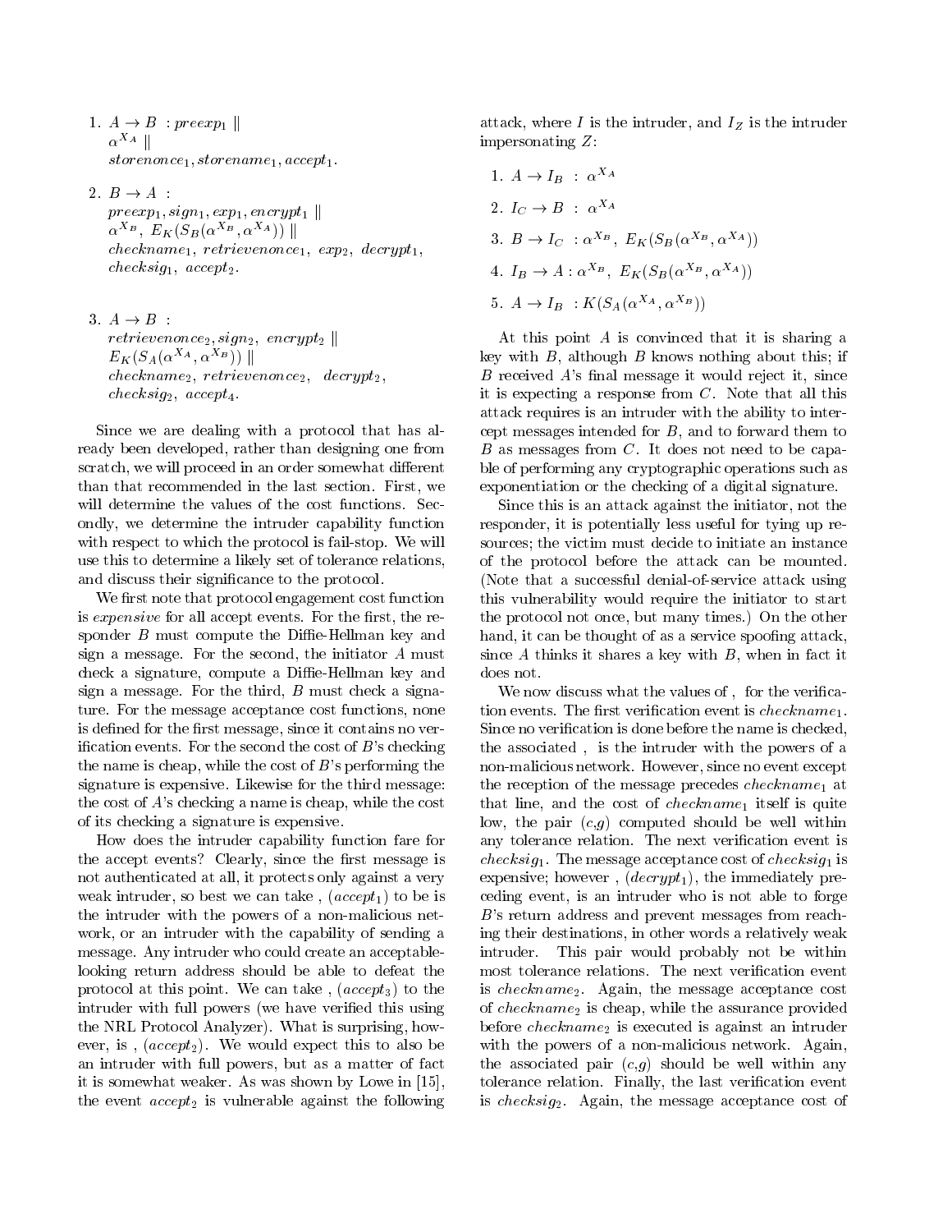1. $A \rightarrow B$ : $preexp_1$ ||
   $\alpha^{X_A}$ ||
   $storenonce_1, storename_1, accept_1$.

2. $B \rightarrow A$ :
   $preexp_1, sign_1, exp_1, encrypt_1$ ||
   $\alpha^{X_B},\ E_K(S_B(\alpha^{X_B}, \alpha^{X_A}))$ ||
   $checkname_1,\ retrievenonce_1,\ exp_2,\ decrypt_1,$
   $checksig_1,\ accept_2$.

3. $A \rightarrow B$ :
   $retrievenonce_2, sign_2,\ encrypt_2$ ||
   $E_K(S_A(\alpha^{X_A}, \alpha^{X_B}))$ ||
   $checkname_2,\ retrievenonce_2,\ decrypt_2,$
   $checksig_2,\ accept_4$.

Since we are dealing with a protocol that has already been developed, rather than designing one from scratch, we will proceed in an order somewhat different than that recommended in the last section. First, we will determine the values of the cost functions. Secondly, we determine the intruder capability function with respect to which the protocol is fail-stop. We will use this to determine a likely set of tolerance relations, and discuss their significance to the protocol.

We first note that protocol engagement cost function is *expensive* for all accept events. For the first, the responder $B$ must compute the Diffie-Hellman key and sign a message. For the second, the initiator $A$ must check a signature, compute a Diffie-Hellman key and sign a message. For the third, $B$ must check a signature. For the message acceptance cost functions, none is defined for the first message, since it contains no verification events. For the second the cost of $B$'s checking the name is cheap, while the cost of $B$'s performing the signature is expensive. Likewise for the third message: the cost of $A$'s checking a name is cheap, while the cost of its checking a signature is expensive.

How does the intruder capability function fare for the accept events? Clearly, since the first message is not authenticated at all, it protects only against a very weak intruder, so best we can take , $(accept_1)$ to be is the intruder with the powers of a non-malicious network, or an intruder with the capability of sending a message. Any intruder who could create an acceptable-looking return address should be able to defeat the protocol at this point. We can take , $(accept_3)$ to the intruder with full powers (we have verified this using the NRL Protocol Analyzer). What is surprising, however, is , $(accept_2)$. We would expect this to also be an intruder with full powers, but as a matter of fact it is somewhat weaker. As was shown by Lowe in [15], the event $accept_2$ is vulnerable against the following attack, where $I$ is the intruder, and $I_Z$ is the intruder impersonating $Z$:

1. $A \rightarrow I_B\ :\ \alpha^{X_A}$
2. $I_C \rightarrow B\ :\ \alpha^{X_A}$
3. $B \rightarrow I_C\ :\alpha^{X_B},\ E_K(S_B(\alpha^{X_B}, \alpha^{X_A}))$
4. $I_B \rightarrow A : \alpha^{X_B},\ E_K(S_B(\alpha^{X_B}, \alpha^{X_A}))$
5. $A \rightarrow I_B\ : K(S_A(\alpha^{X_A}, \alpha^{X_B}))$

At this point $A$ is convinced that it is sharing a key with $B$, although $B$ knows nothing about this; if $B$ received $A$'s final message it would reject it, since it is expecting a response from $C$. Note that all this attack requires is an intruder with the ability to intercept messages intended for $B$, and to forward them to $B$ as messages from $C$. It does not need to be capable of performing any cryptographic operations such as exponentiation or the checking of a digital signature.

Since this is an attack against the initiator, not the responder, it is potentially less useful for tying up resources; the victim must decide to initiate an instance of the protocol before the attack can be mounted. (Note that a successful denial-of-service attack using this vulnerability would require the initiator to start the protocol not once, but many times.) On the other hand, it can be thought of as a service spoofing attack, since $A$ thinks it shares a key with $B$, when in fact it does not.

We now discuss what the values of , for the verification events. The first verification event is $checkname_1$. Since no verification is done before the name is checked, the associated , is the intruder with the powers of a non-malicious network. However, since no event except the reception of the message precedes $checkname_1$ at that line, and the cost of $checkname_1$ itself is quite low, the pair $(c,g)$ computed should be well within any tolerance relation. The next verification event is $checksig_1$. The message acceptance cost of $checksig_1$ is expensive; however , $(decrypt_1)$, the immediately preceding event, is an intruder who is not able to forge $B$'s return address and prevent messages from reaching their destinations, in other words a relatively weak intruder. This pair would probably not be within most tolerance relations. The next verification event is $checkname_2$. Again, the message acceptance cost of $checkname_2$ is cheap, while the assurance provided before $checkname_2$ is executed is against an intruder with the powers of a non-malicious network. Again, the associated pair $(c,g)$ should be well within any tolerance relation. Finally, the last verification event is $checksig_2$. Again, the message acceptance cost of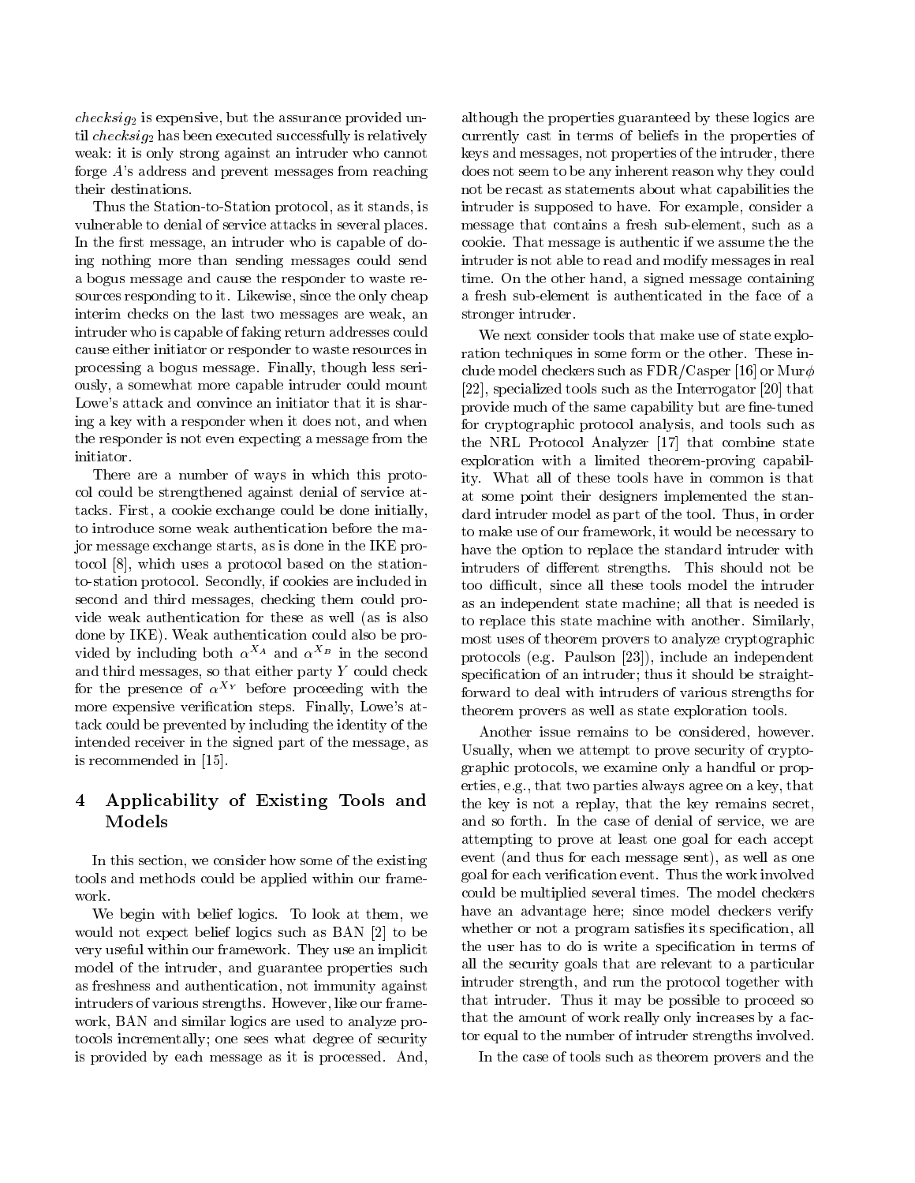$checksig_2$ is expensive, but the assurance provided until $checksig_2$ has been executed successfully is relatively weak: it is only strong against an intruder who cannot forge $A$'s address and prevent messages from reaching their destinations.

Thus the Station-to-Station protocol, as it stands, is vulnerable to denial of service attacks in several places. In the first message, an intruder who is capable of doing nothing more than sending messages could send a bogus message and cause the responder to waste resources responding to it. Likewise, since the only cheap interim checks on the last two messages are weak, an intruder who is capable of faking return addresses could cause either initiator or responder to waste resources in processing a bogus message. Finally, though less seriously, a somewhat more capable intruder could mount Lowe's attack and convince an initiator that it is sharing a key with a responder when it does not, and when the responder is not even expecting a message from the initiator.

There are a number of ways in which this protocol could be strengthened against denial of service attacks. First, a cookie exchange could be done initially, to introduce some weak authentication before the major message exchange starts, as is done in the IKE protocol [8], which uses a protocol based on the station-to-station protocol. Secondly, if cookies are included in second and third messages, checking them could provide weak authentication for these as well (as is also done by IKE). Weak authentication could also be provided by including both $\alpha^{X_A}$ and $\alpha^{X_B}$ in the second and third messages, so that either party $Y$ could check for the presence of $\alpha^{X_Y}$ before proceeding with the more expensive verification steps. Finally, Lowe's attack could be prevented by including the identity of the intended receiver in the signed part of the message, as is recommended in [15].

## 4 Applicability of Existing Tools and Models

In this section, we consider how some of the existing tools and methods could be applied within our framework.

We begin with belief logics. To look at them, we would not expect belief logics such as BAN [2] to be very useful within our framework. They use an implicit model of the intruder, and guarantee properties such as freshness and authentication, not immunity against intruders of various strengths. However, like our framework, BAN and similar logics are used to analyze protocols incrementally; one sees what degree of security is provided by each message as it is processed. And, although the properties guaranteed by these logics are currently cast in terms of beliefs in the properties of keys and messages, not properties of the intruder, there does not seem to be any inherent reason why they could not be recast as statements about what capabilities the intruder is supposed to have. For example, consider a message that contains a fresh sub-element, such as a cookie. That message is authentic if we assume the the intruder is not able to read and modify messages in real time. On the other hand, a signed message containing a fresh sub-element is authenticated in the face of a stronger intruder.

We next consider tools that make use of state exploration techniques in some form or the other. These include model checkers such as FDR/Casper [16] or Mur$\phi$ [22], specialized tools such as the Interrogator [20] that provide much of the same capability but are fine-tuned for cryptographic protocol analysis, and tools such as the NRL Protocol Analyzer [17] that combine state exploration with a limited theorem-proving capability. What all of these tools have in common is that at some point their designers implemented the standard intruder model as part of the tool. Thus, in order to make use of our framework, it would be necessary to have the option to replace the standard intruder with intruders of different strengths. This should not be too difficult, since all these tools model the intruder as an independent state machine; all that is needed is to replace this state machine with another. Similarly, most uses of theorem provers to analyze cryptographic protocols (e.g. Paulson [23]), include an independent specification of an intruder; thus it should be straightforward to deal with intruders of various strengths for theorem provers as well as state exploration tools.

Another issue remains to be considered, however. Usually, when we attempt to prove security of cryptographic protocols, we examine only a handful or properties, e.g., that two parties always agree on a key, that the key is not a replay, that the key remains secret, and so forth. In the case of denial of service, we are attempting to prove at least one goal for each accept event (and thus for each message sent), as well as one goal for each verification event. Thus the work involved could be multiplied several times. The model checkers have an advantage here; since model checkers verify whether or not a program satisfies its specification, all the user has to do is write a specification in terms of all the security goals that are relevant to a particular intruder strength, and run the protocol together with that intruder. Thus it may be possible to proceed so that the amount of work really only increases by a factor equal to the number of intruder strengths involved.

In the case of tools such as theorem provers and the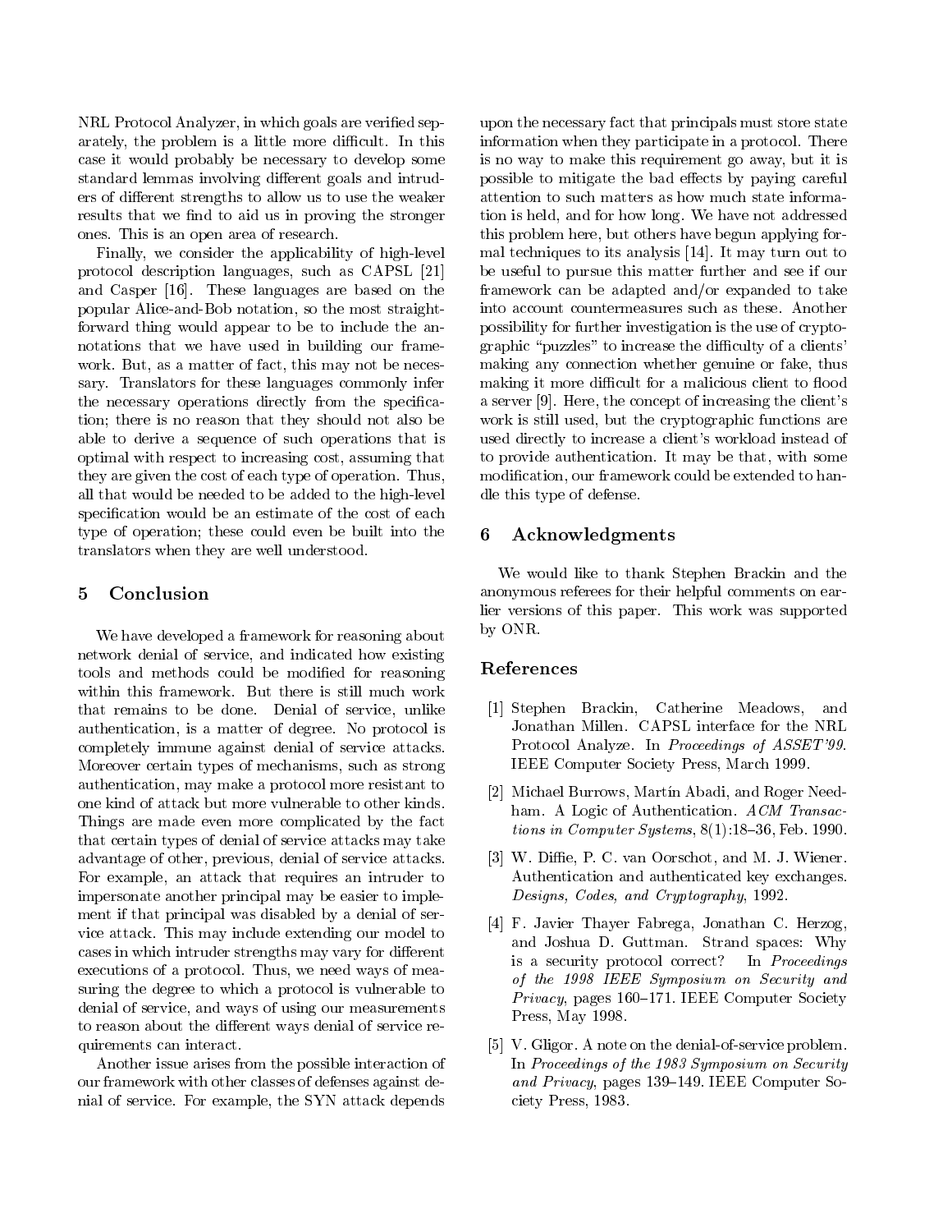NRL Protocol Analyzer, in which goals are verified separately, the problem is a little more difficult. In this case it would probably be necessary to develop some standard lemmas involving different goals and intruders of different strengths to allow us to use the weaker results that we find to aid us in proving the stronger ones. This is an open area of research.

Finally, we consider the applicability of high-level protocol description languages, such as CAPSL [21] and Casper [16]. These languages are based on the popular Alice-and-Bob notation, so the most straightforward thing would appear to be to include the annotations that we have used in building our framework. But, as a matter of fact, this may not be necessary. Translators for these languages commonly infer the necessary operations directly from the specification; there is no reason that they should not also be able to derive a sequence of such operations that is optimal with respect to increasing cost, assuming that they are given the cost of each type of operation. Thus, all that would be needed to be added to the high-level specification would be an estimate of the cost of each type of operation; these could even be built into the translators when they are well understood.

## 5 Conclusion

We have developed a framework for reasoning about network denial of service, and indicated how existing tools and methods could be modified for reasoning within this framework. But there is still much work that remains to be done. Denial of service, unlike authentication, is a matter of degree. No protocol is completely immune against denial of service attacks. Moreover certain types of mechanisms, such as strong authentication, may make a protocol more resistant to one kind of attack but more vulnerable to other kinds. Things are made even more complicated by the fact that certain types of denial of service attacks may take advantage of other, previous, denial of service attacks. For example, an attack that requires an intruder to impersonate another principal may be easier to implement if that principal was disabled by a denial of service attack. This may include extending our model to cases in which intruder strengths may vary for different executions of a protocol. Thus, we need ways of measuring the degree to which a protocol is vulnerable to denial of service, and ways of using our measurements to reason about the different ways denial of service requirements can interact.

Another issue arises from the possible interaction of our framework with other classes of defenses against denial of service. For example, the SYN attack depends upon the necessary fact that principals must store state information when they participate in a protocol. There is no way to make this requirement go away, but it is possible to mitigate the bad effects by paying careful attention to such matters as how much state information is held, and for how long. We have not addressed this problem here, but others have begun applying formal techniques to its analysis [14]. It may turn out to be useful to pursue this matter further and see if our framework can be adapted and/or expanded to take into account countermeasures such as these. Another possibility for further investigation is the use of cryptographic "puzzles" to increase the difficulty of a clients' making any connection whether genuine or fake, thus making it more difficult for a malicious client to flood a server [9]. Here, the concept of increasing the client's work is still used, but the cryptographic functions are used directly to increase a client's workload instead of to provide authentication. It may be that, with some modification, our framework could be extended to handle this type of defense.

## 6 Acknowledgments

We would like to thank Stephen Brackin and the anonymous referees for their helpful comments on earlier versions of this paper. This work was supported by ONR.

## References

[1] Stephen Brackin, Catherine Meadows, and Jonathan Millen. CAPSL interface for the NRL Protocol Analyze. In *Proceedings of ASSET'99*. IEEE Computer Society Press, March 1999.

[2] Michael Burrows, Martín Abadi, and Roger Needham. A Logic of Authentication. *ACM Transactions in Computer Systems*, 8(1):18–36, Feb. 1990.

[3] W. Diffie, P. C. van Oorschot, and M. J. Wiener. Authentication and authenticated key exchanges. *Designs, Codes, and Cryptography*, 1992.

[4] F. Javier Thayer Fabrega, Jonathan C. Herzog, and Joshua D. Guttman. Strand spaces: Why is a security protocol correct? In *Proceedings of the 1998 IEEE Symposium on Security and Privacy*, pages 160–171. IEEE Computer Society Press, May 1998.

[5] V. Gligor. A note on the denial-of-service problem. In *Proceedings of the 1983 Symposium on Security and Privacy*, pages 139–149. IEEE Computer Society Press, 1983.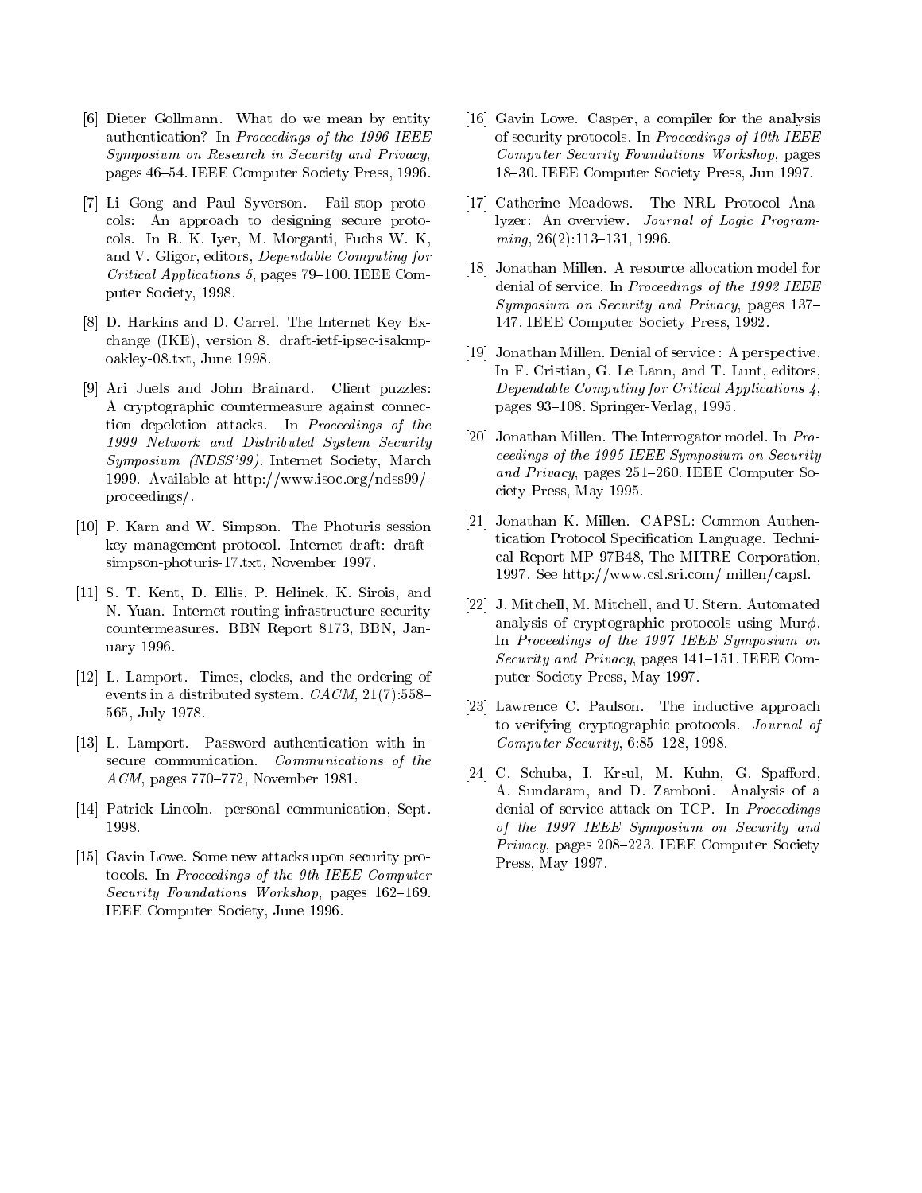[6] Dieter Gollmann. What do we mean by entity authentication? In *Proceedings of the 1996 IEEE Symposium on Research in Security and Privacy*, pages 46–54. IEEE Computer Society Press, 1996.

[7] Li Gong and Paul Syverson. Fail-stop protocols: An approach to designing secure protocols. In R. K. Iyer, M. Morganti, Fuchs W. K, and V. Gligor, editors, *Dependable Computing for Critical Applications 5*, pages 79–100. IEEE Computer Society, 1998.

[8] D. Harkins and D. Carrel. The Internet Key Exchange (IKE), version 8. draft-ietf-ipsec-isakmp-oakley-08.txt, June 1998.

[9] Ari Juels and John Brainard. Client puzzles: A cryptographic countermeasure against connection depeletion attacks. In *Proceedings of the 1999 Network and Distributed System Security Symposium (NDSS'99)*. Internet Society, March 1999. Available at http://www.isoc.org/ndss99/-proceedings/.

[10] P. Karn and W. Simpson. The Photuris session key management protocol. Internet draft: draft-simpson-photuris-17.txt, November 1997.

[11] S. T. Kent, D. Ellis, P. Helinek, K. Sirois, and N. Yuan. Internet routing infrastructure security countermeasures. BBN Report 8173, BBN, January 1996.

[12] L. Lamport. Times, clocks, and the ordering of events in a distributed system. *CACM*, 21(7):558–565, July 1978.

[13] L. Lamport. Password authentication with insecure communication. *Communications of the ACM*, pages 770–772, November 1981.

[14] Patrick Lincoln. personal communication, Sept. 1998.

[15] Gavin Lowe. Some new attacks upon security protocols. In *Proceedings of the 9th IEEE Computer Security Foundations Workshop*, pages 162–169. IEEE Computer Society, June 1996.

[16] Gavin Lowe. Casper, a compiler for the analysis of security protocols. In *Proceedings of 10th IEEE Computer Security Foundations Workshop*, pages 18–30. IEEE Computer Society Press, Jun 1997.

[17] Catherine Meadows. The NRL Protocol Analyzer: An overview. *Journal of Logic Programming*, 26(2):113–131, 1996.

[18] Jonathan Millen. A resource allocation model for denial of service. In *Proceedings of the 1992 IEEE Symposium on Security and Privacy*, pages 137–147. IEEE Computer Society Press, 1992.

[19] Jonathan Millen. Denial of service : A perspective. In F. Cristian, G. Le Lann, and T. Lunt, editors, *Dependable Computing for Critical Applications 4*, pages 93–108. Springer-Verlag, 1995.

[20] Jonathan Millen. The Interrogator model. In *Proceedings of the 1995 IEEE Symposium on Security and Privacy*, pages 251–260. IEEE Computer Society Press, May 1995.

[21] Jonathan K. Millen. CAPSL: Common Authentication Protocol Specification Language. Technical Report MP 97B48, The MITRE Corporation, 1997. See http://www.csl.sri.com/ millen/capsl.

[22] J. Mitchell, M. Mitchell, and U. Stern. Automated analysis of cryptographic protocols using Mur$\phi$. In *Proceedings of the 1997 IEEE Symposium on Security and Privacy*, pages 141–151. IEEE Computer Society Press, May 1997.

[23] Lawrence C. Paulson. The inductive approach to verifying cryptographic protocols. *Journal of Computer Security*, 6:85–128, 1998.

[24] C. Schuba, I. Krsul, M. Kuhn, G. Spafford, A. Sundaram, and D. Zamboni. Analysis of a denial of service attack on TCP. In *Proceedings of the 1997 IEEE Symposium on Security and Privacy*, pages 208–223. IEEE Computer Society Press, May 1997.